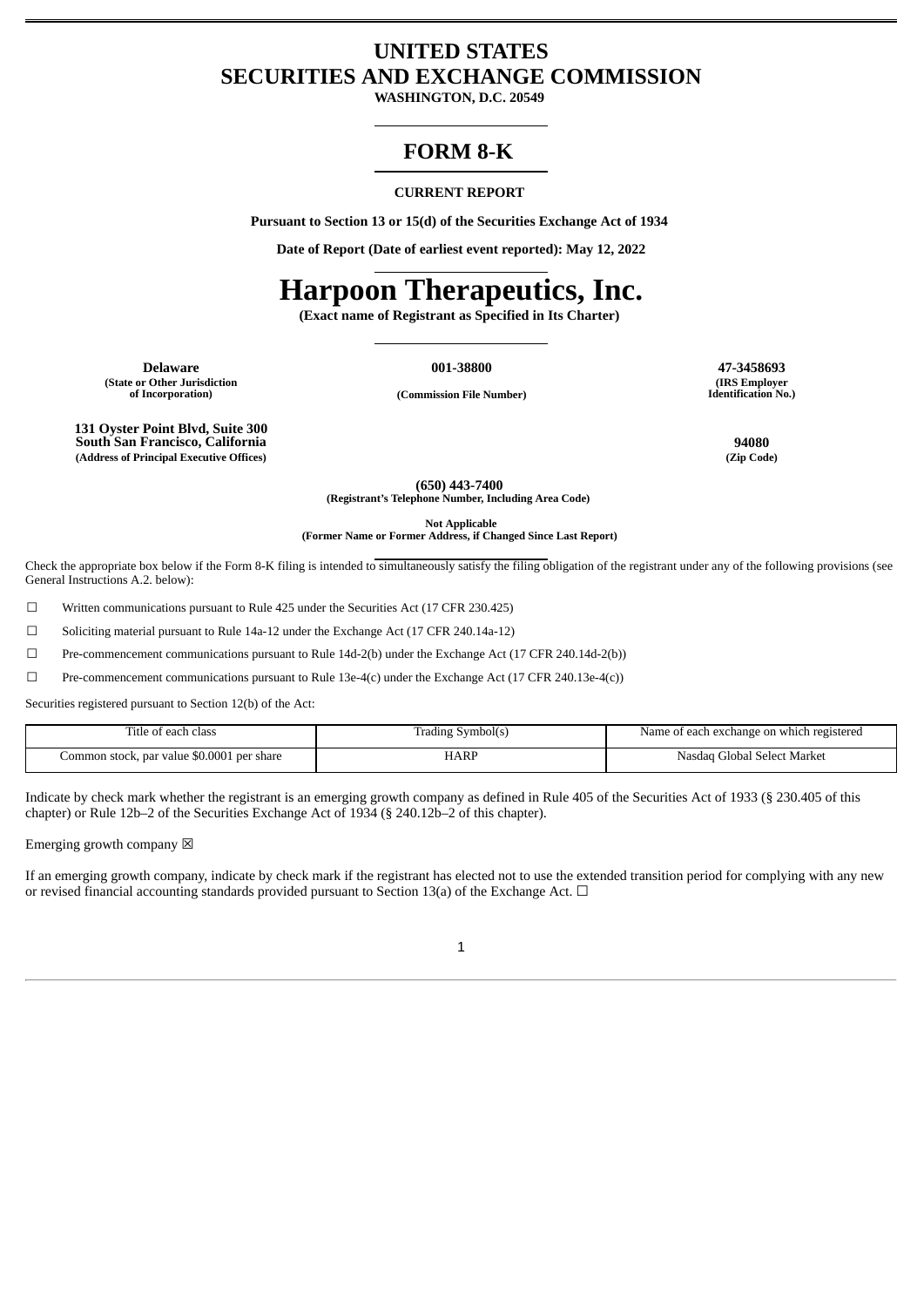# UNITED STATES
# SECURITIES AND EXCHANGE COMMISSION

**WASHINGTON, D.C. 20549**

## FORM 8-K

**CURRENT REPORT**

**Pursuant to Section 13 or 15(d) of the Securities Exchange Act of 1934**

**Date of Report (Date of earliest event reported): May 12, 2022**

# Harpoon Therapeutics, Inc.

**(Exact name of Registrant as Specified in Its Charter)**

| **Delaware** | **001-38800** | **47-3458693** |
|---|---|---|
| **(State or Other Jurisdiction of Incorporation)** | **(Commission File Number)** | **(IRS Employer Identification No.)** |

| **131 Oyster Point Blvd, Suite 300 South San Francisco, California** | **94080** |
|---|---|
| **(Address of Principal Executive Offices)** | **(Zip Code)** |

**(650) 443-7400**
**(Registrant's Telephone Number, Including Area Code)**

**Not Applicable**
**(Former Name or Former Address, if Changed Since Last Report)**

Check the appropriate box below if the Form 8-K filing is intended to simultaneously satisfy the filing obligation of the registrant under any of the following provisions (see General Instructions A.2. below):

☐ Written communications pursuant to Rule 425 under the Securities Act (17 CFR 230.425)

☐ Soliciting material pursuant to Rule 14a-12 under the Exchange Act (17 CFR 240.14a-12)

☐ Pre-commencement communications pursuant to Rule 14d-2(b) under the Exchange Act (17 CFR 240.14d-2(b))

☐ Pre-commencement communications pursuant to Rule 13e-4(c) under the Exchange Act (17 CFR 240.13e-4(c))

Securities registered pursuant to Section 12(b) of the Act:

| Title of each class | Trading Symbol(s) | Name of each exchange on which registered |
|---|---|---|
| Common stock, par value $0.0001 per share | HARP | Nasdaq Global Select Market |

Indicate by check mark whether the registrant is an emerging growth company as defined in Rule 405 of the Securities Act of 1933 (§ 230.405 of this chapter) or Rule 12b–2 of the Securities Exchange Act of 1934 (§ 240.12b–2 of this chapter).

Emerging growth company ☒

If an emerging growth company, indicate by check mark if the registrant has elected not to use the extended transition period for complying with any new or revised financial accounting standards provided pursuant to Section 13(a) of the Exchange Act. ☐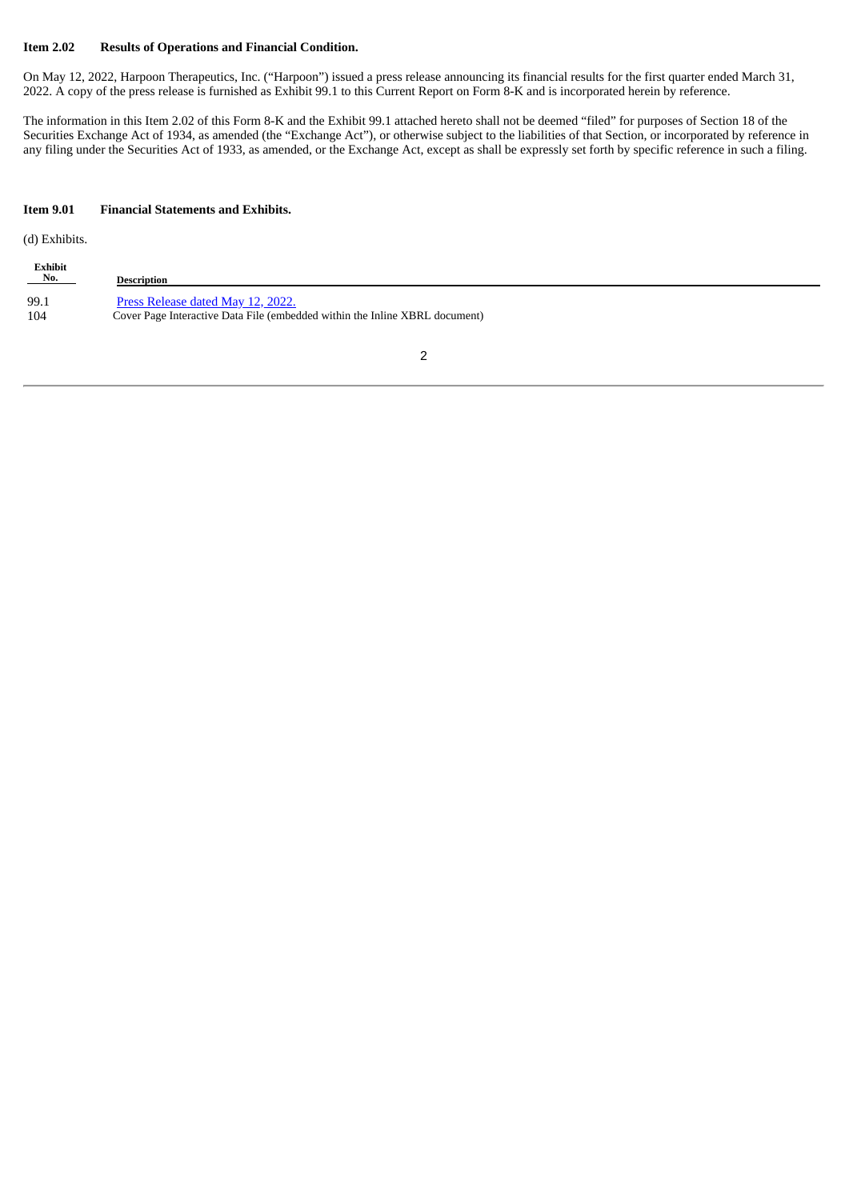**Item 2.02 Results of Operations and Financial Condition.**

On May 12, 2022, Harpoon Therapeutics, Inc. ("Harpoon") issued a press release announcing its financial results for the first quarter ended March 31, 2022. A copy of the press release is furnished as Exhibit 99.1 to this Current Report on Form 8-K and is incorporated herein by reference.

The information in this Item 2.02 of this Form 8-K and the Exhibit 99.1 attached hereto shall not be deemed "filed" for purposes of Section 18 of the Securities Exchange Act of 1934, as amended (the "Exchange Act"), or otherwise subject to the liabilities of that Section, or incorporated by reference in any filing under the Securities Act of 1933, as amended, or the Exchange Act, except as shall be expressly set forth by specific reference in such a filing.

**Item 9.01 Financial Statements and Exhibits.**

(d) Exhibits.

| Exhibit No. | Description |
|---|---|
| 99.1 | Press Release dated May 12, 2022. |
| 104 | Cover Page Interactive Data File (embedded within the Inline XBRL document) |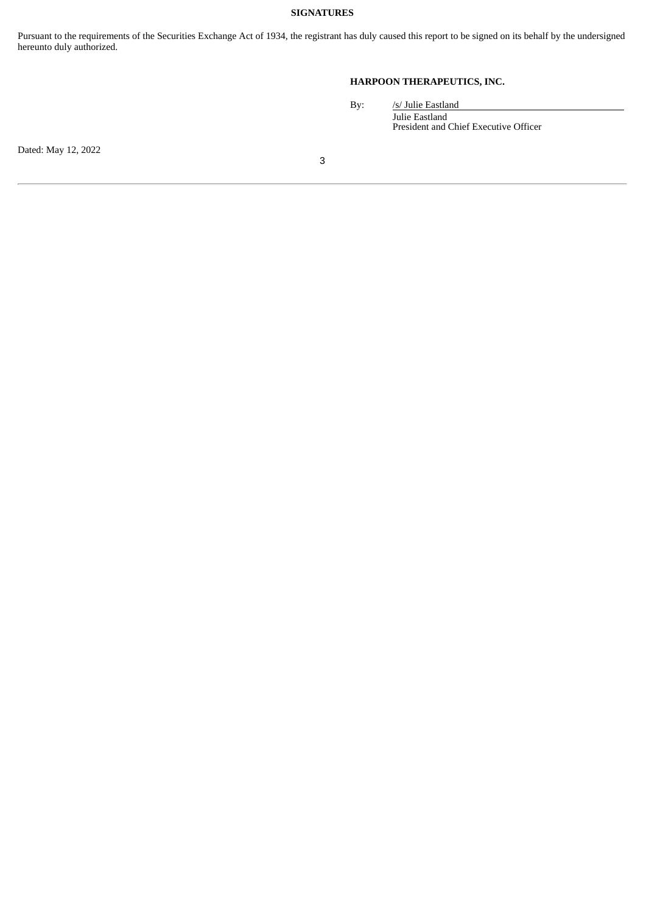**SIGNATURES**

Pursuant to the requirements of the Securities Exchange Act of 1934, the registrant has duly caused this report to be signed on its behalf by the undersigned hereunto duly authorized.

**HARPOON THERAPEUTICS, INC.**

By: /s/ Julie Eastland
Julie Eastland
President and Chief Executive Officer

Dated: May 12, 2022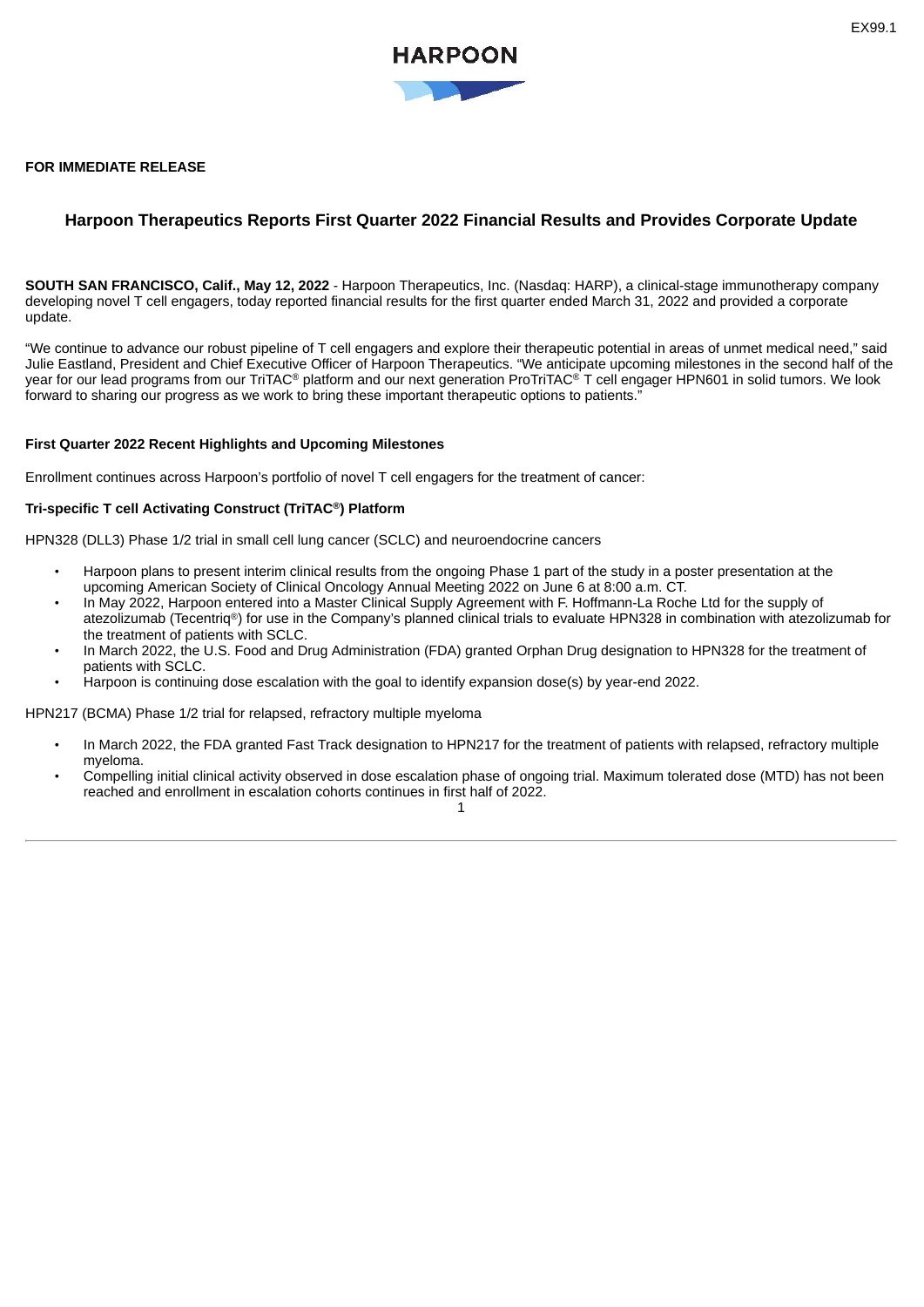EX99.1

HARPOON

**FOR IMMEDIATE RELEASE**

## Harpoon Therapeutics Reports First Quarter 2022 Financial Results and Provides Corporate Update

**SOUTH SAN FRANCISCO, Calif., May 12, 2022** - Harpoon Therapeutics, Inc. (Nasdaq: HARP), a clinical-stage immunotherapy company developing novel T cell engagers, today reported financial results for the first quarter ended March 31, 2022 and provided a corporate update.

"We continue to advance our robust pipeline of T cell engagers and explore their therapeutic potential in areas of unmet medical need," said Julie Eastland, President and Chief Executive Officer of Harpoon Therapeutics. "We anticipate upcoming milestones in the second half of the year for our lead programs from our TriTAC® platform and our next generation ProTriTAC® T cell engager HPN601 in solid tumors. We look forward to sharing our progress as we work to bring these important therapeutic options to patients."

**First Quarter 2022 Recent Highlights and Upcoming Milestones**

Enrollment continues across Harpoon's portfolio of novel T cell engagers for the treatment of cancer:

**Tri-specific T cell Activating Construct (TriTAC®) Platform**

HPN328 (DLL3) Phase 1/2 trial in small cell lung cancer (SCLC) and neuroendocrine cancers

- Harpoon plans to present interim clinical results from the ongoing Phase 1 part of the study in a poster presentation at the upcoming American Society of Clinical Oncology Annual Meeting 2022 on June 6 at 8:00 a.m. CT.
- In May 2022, Harpoon entered into a Master Clinical Supply Agreement with F. Hoffmann-La Roche Ltd for the supply of atezolizumab (Tecentriq®) for use in the Company's planned clinical trials to evaluate HPN328 in combination with atezolizumab for the treatment of patients with SCLC.
- In March 2022, the U.S. Food and Drug Administration (FDA) granted Orphan Drug designation to HPN328 for the treatment of patients with SCLC.
- Harpoon is continuing dose escalation with the goal to identify expansion dose(s) by year-end 2022.

HPN217 (BCMA) Phase 1/2 trial for relapsed, refractory multiple myeloma

- In March 2022, the FDA granted Fast Track designation to HPN217 for the treatment of patients with relapsed, refractory multiple myeloma.
- Compelling initial clinical activity observed in dose escalation phase of ongoing trial. Maximum tolerated dose (MTD) has not been reached and enrollment in escalation cohorts continues in first half of 2022.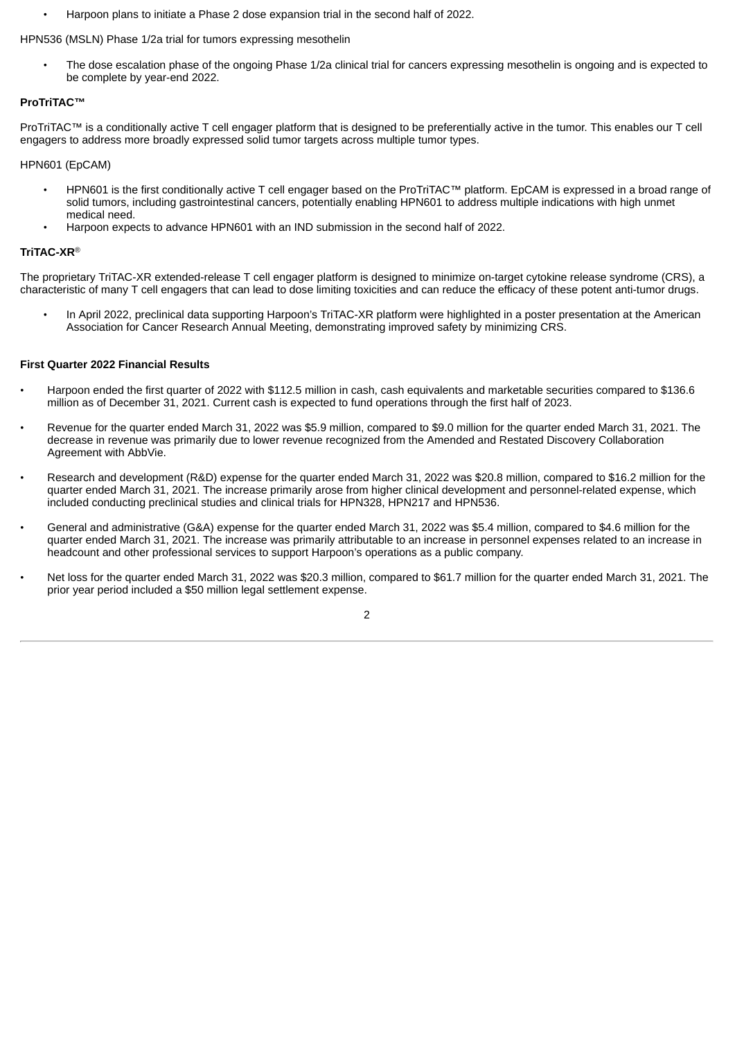- Harpoon plans to initiate a Phase 2 dose expansion trial in the second half of 2022.

HPN536 (MSLN) Phase 1/2a trial for tumors expressing mesothelin

- The dose escalation phase of the ongoing Phase 1/2a clinical trial for cancers expressing mesothelin is ongoing and is expected to be complete by year-end 2022.

**ProTriTAC™**

ProTriTAC™ is a conditionally active T cell engager platform that is designed to be preferentially active in the tumor. This enables our T cell engagers to address more broadly expressed solid tumor targets across multiple tumor types.

HPN601 (EpCAM)

- HPN601 is the first conditionally active T cell engager based on the ProTriTAC™ platform. EpCAM is expressed in a broad range of solid tumors, including gastrointestinal cancers, potentially enabling HPN601 to address multiple indications with high unmet medical need.
- Harpoon expects to advance HPN601 with an IND submission in the second half of 2022.

**TriTAC-XR®**

The proprietary TriTAC-XR extended-release T cell engager platform is designed to minimize on-target cytokine release syndrome (CRS), a characteristic of many T cell engagers that can lead to dose limiting toxicities and can reduce the efficacy of these potent anti-tumor drugs.

- In April 2022, preclinical data supporting Harpoon's TriTAC-XR platform were highlighted in a poster presentation at the American Association for Cancer Research Annual Meeting, demonstrating improved safety by minimizing CRS.

**First Quarter 2022 Financial Results**

- Harpoon ended the first quarter of 2022 with $112.5 million in cash, cash equivalents and marketable securities compared to $136.6 million as of December 31, 2021. Current cash is expected to fund operations through the first half of 2023.
- Revenue for the quarter ended March 31, 2022 was $5.9 million, compared to $9.0 million for the quarter ended March 31, 2021. The decrease in revenue was primarily due to lower revenue recognized from the Amended and Restated Discovery Collaboration Agreement with AbbVie.
- Research and development (R&D) expense for the quarter ended March 31, 2022 was $20.8 million, compared to $16.2 million for the quarter ended March 31, 2021. The increase primarily arose from higher clinical development and personnel-related expense, which included conducting preclinical studies and clinical trials for HPN328, HPN217 and HPN536.
- General and administrative (G&A) expense for the quarter ended March 31, 2022 was $5.4 million, compared to $4.6 million for the quarter ended March 31, 2021. The increase was primarily attributable to an increase in personnel expenses related to an increase in headcount and other professional services to support Harpoon's operations as a public company.
- Net loss for the quarter ended March 31, 2022 was $20.3 million, compared to $61.7 million for the quarter ended March 31, 2021. The prior year period included a $50 million legal settlement expense.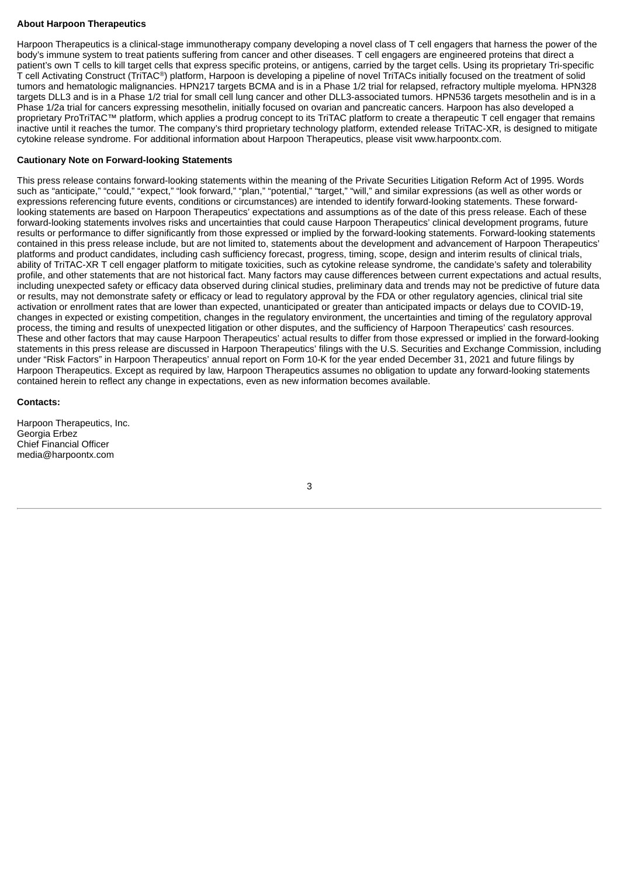**About Harpoon Therapeutics**

Harpoon Therapeutics is a clinical-stage immunotherapy company developing a novel class of T cell engagers that harness the power of the body's immune system to treat patients suffering from cancer and other diseases. T cell engagers are engineered proteins that direct a patient's own T cells to kill target cells that express specific proteins, or antigens, carried by the target cells. Using its proprietary Tri-specific T cell Activating Construct (TriTAC®) platform, Harpoon is developing a pipeline of novel TriTACs initially focused on the treatment of solid tumors and hematologic malignancies. HPN217 targets BCMA and is in a Phase 1/2 trial for relapsed, refractory multiple myeloma. HPN328 targets DLL3 and is in a Phase 1/2 trial for small cell lung cancer and other DLL3-associated tumors. HPN536 targets mesothelin and is in a Phase 1/2a trial for cancers expressing mesothelin, initially focused on ovarian and pancreatic cancers. Harpoon has also developed a proprietary ProTriTAC™ platform, which applies a prodrug concept to its TriTAC platform to create a therapeutic T cell engager that remains inactive until it reaches the tumor. The company's third proprietary technology platform, extended release TriTAC-XR, is designed to mitigate cytokine release syndrome. For additional information about Harpoon Therapeutics, please visit www.harpoontx.com.

**Cautionary Note on Forward-looking Statements**

This press release contains forward-looking statements within the meaning of the Private Securities Litigation Reform Act of 1995. Words such as "anticipate," "could," "expect," "look forward," "plan," "potential," "target," "will," and similar expressions (as well as other words or expressions referencing future events, conditions or circumstances) are intended to identify forward-looking statements. These forward-looking statements are based on Harpoon Therapeutics' expectations and assumptions as of the date of this press release. Each of these forward-looking statements involves risks and uncertainties that could cause Harpoon Therapeutics' clinical development programs, future results or performance to differ significantly from those expressed or implied by the forward-looking statements. Forward-looking statements contained in this press release include, but are not limited to, statements about the development and advancement of Harpoon Therapeutics' platforms and product candidates, including cash sufficiency forecast, progress, timing, scope, design and interim results of clinical trials, ability of TriTAC-XR T cell engager platform to mitigate toxicities, such as cytokine release syndrome, the candidate's safety and tolerability profile, and other statements that are not historical fact. Many factors may cause differences between current expectations and actual results, including unexpected safety or efficacy data observed during clinical studies, preliminary data and trends may not be predictive of future data or results, may not demonstrate safety or efficacy or lead to regulatory approval by the FDA or other regulatory agencies, clinical trial site activation or enrollment rates that are lower than expected, unanticipated or greater than anticipated impacts or delays due to COVID-19, changes in expected or existing competition, changes in the regulatory environment, the uncertainties and timing of the regulatory approval process, the timing and results of unexpected litigation or other disputes, and the sufficiency of Harpoon Therapeutics' cash resources. These and other factors that may cause Harpoon Therapeutics' actual results to differ from those expressed or implied in the forward-looking statements in this press release are discussed in Harpoon Therapeutics' filings with the U.S. Securities and Exchange Commission, including under "Risk Factors" in Harpoon Therapeutics' annual report on Form 10-K for the year ended December 31, 2021 and future filings by Harpoon Therapeutics. Except as required by law, Harpoon Therapeutics assumes no obligation to update any forward-looking statements contained herein to reflect any change in expectations, even as new information becomes available.

**Contacts:**

Harpoon Therapeutics, Inc.
Georgia Erbez
Chief Financial Officer
media@harpoontx.com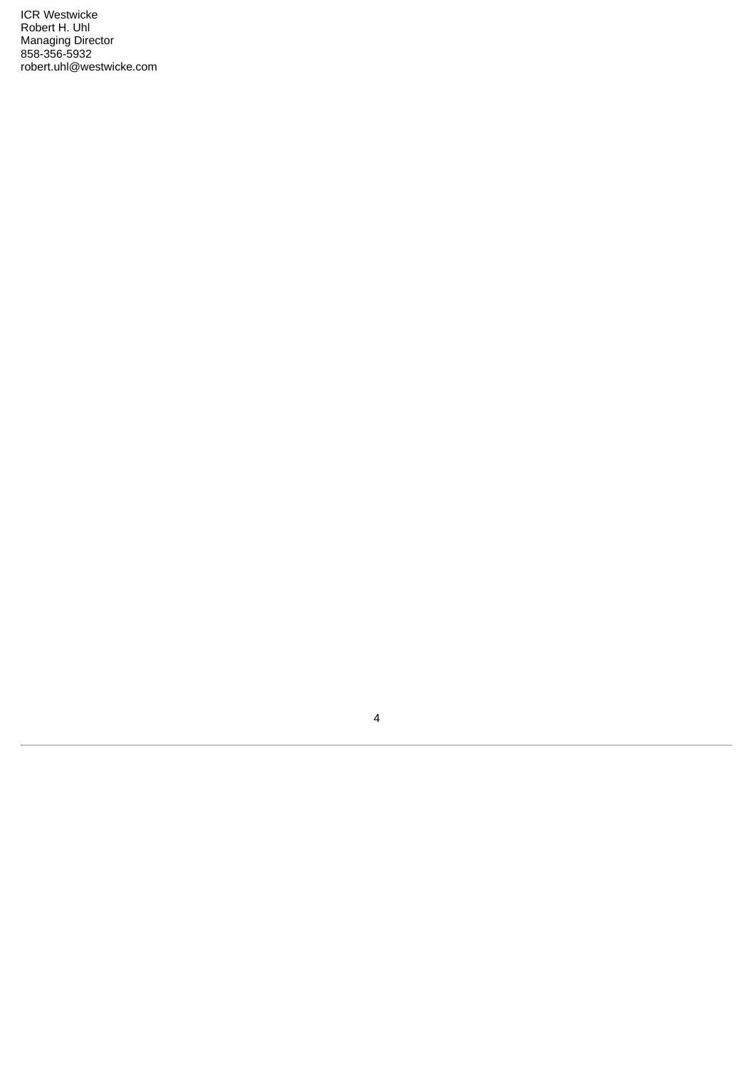ICR Westwicke
Robert H. Uhl
Managing Director
858-356-5932
robert.uhl@westwicke.com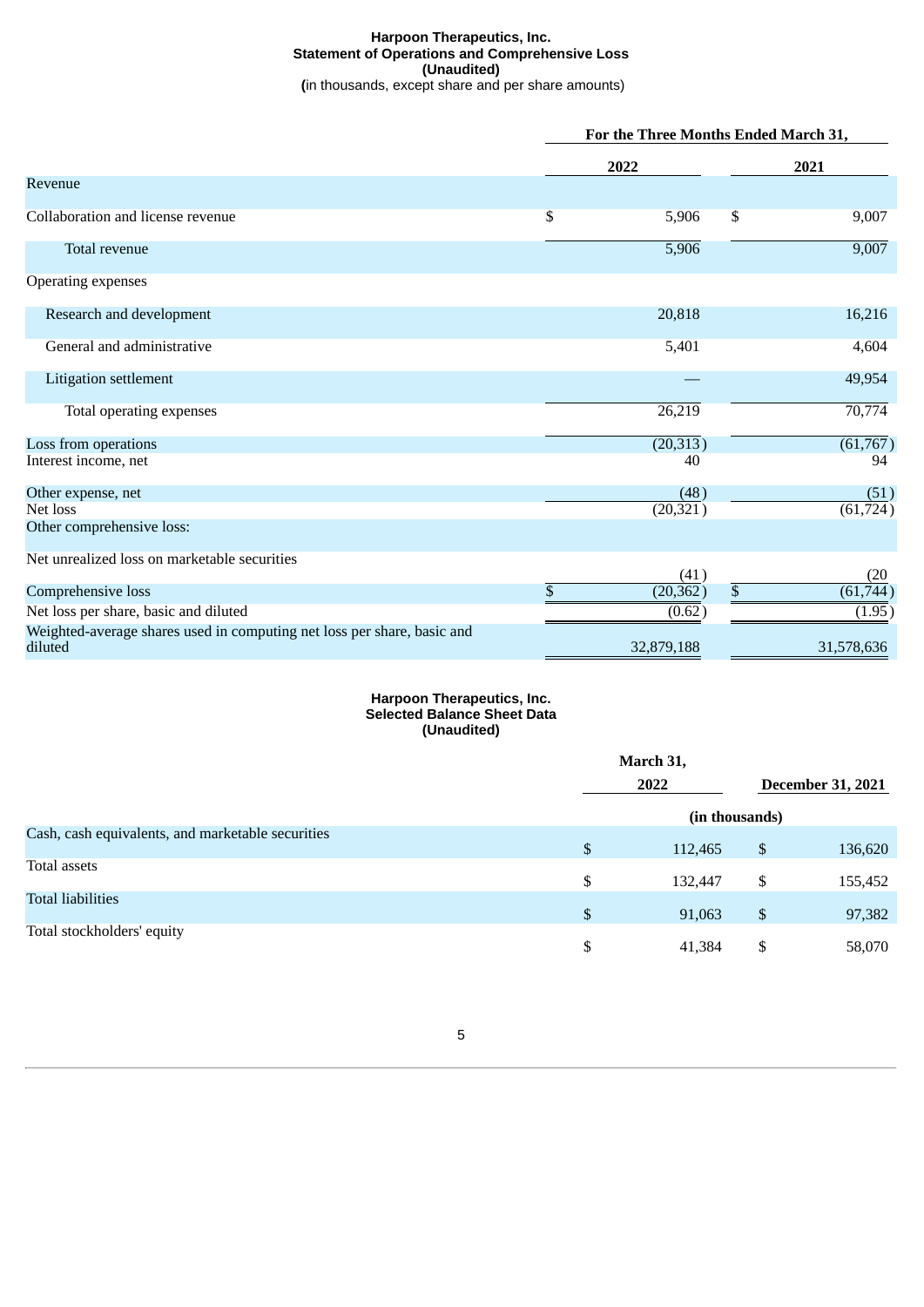**Harpoon Therapeutics, Inc.**
**Statement of Operations and Comprehensive Loss**
**(Unaudited)**
**(in thousands, except share and per share amounts)**

| | For the Three Months Ended March 31, | |
|---|---|---|
| | 2022 | 2021 |
| Revenue | | |
| Collaboration and license revenue | $ 5,906 | $ 9,007 |
| Total revenue | 5,906 | 9,007 |
| Operating expenses | | |
| Research and development | 20,818 | 16,216 |
| General and administrative | 5,401 | 4,604 |
| Litigation settlement | — | 49,954 |
| Total operating expenses | 26,219 | 70,774 |
| Loss from operations | (20,313) | (61,767) |
| Interest income, net | 40 | 94 |
| Other expense, net | (48) | (51) |
| Net loss | (20,321) | (61,724) |
| Other comprehensive loss: | | |
| Net unrealized loss on marketable securities | (41) | (20 |
| Comprehensive loss | $ (20,362) | $ (61,744) |
| Net loss per share, basic and diluted | (0.62) | (1.95) |
| Weighted-average shares used in computing net loss per share, basic and diluted | 32,879,188 | 31,578,636 |

**Harpoon Therapeutics, Inc.**
**Selected Balance Sheet Data**
**(Unaudited)**

| | March 31, 2022 | December 31, 2021 |
|---|---|---|
| | (in thousands) | |
| Cash, cash equivalents, and marketable securities | $ 112,465 | $ 136,620 |
| Total assets | $ 132,447 | $ 155,452 |
| Total liabilities | $ 91,063 | $ 97,382 |
| Total stockholders' equity | $ 41,384 | $ 58,070 |